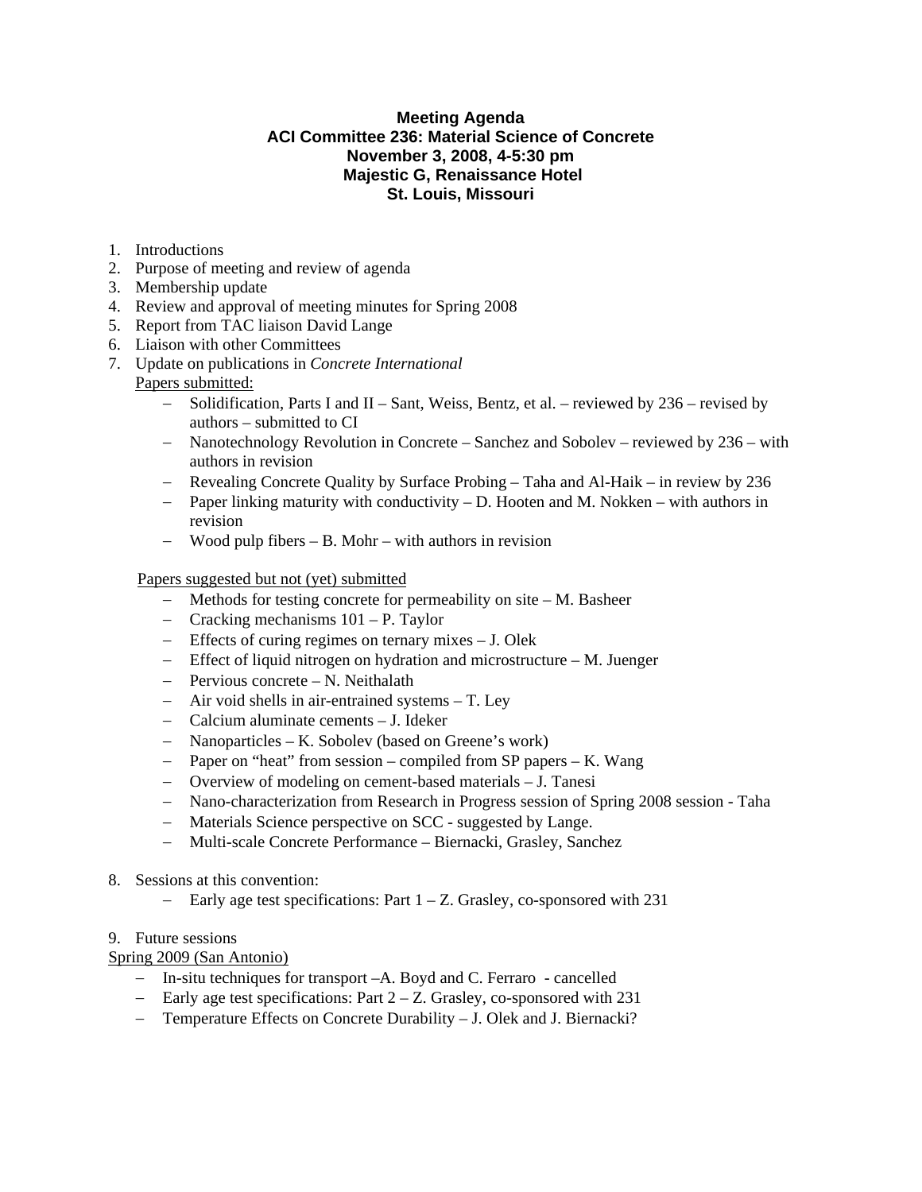**Meeting Agenda**
**ACI Committee 236: Material Science of Concrete**
**November 3, 2008, 4-5:30 pm**
**Majestic G, Renaissance Hotel**
**St. Louis, Missouri**

1. Introductions
2. Purpose of meeting and review of agenda
3. Membership update
4. Review and approval of meeting minutes for Spring 2008
5. Report from TAC liaison David Lange
6. Liaison with other Committees
7. Update on publications in *Concrete International*

   Papers submitted:
   - Solidification, Parts I and II – Sant, Weiss, Bentz, et al. – reviewed by 236 – revised by authors – submitted to CI
   - Nanotechnology Revolution in Concrete – Sanchez and Sobolev – reviewed by 236 – with authors in revision
   - Revealing Concrete Quality by Surface Probing – Taha and Al-Haik – in review by 236
   - Paper linking maturity with conductivity – D. Hooten and M. Nokken – with authors in revision
   - Wood pulp fibers – B. Mohr – with authors in revision

   Papers suggested but not (yet) submitted
   - Methods for testing concrete for permeability on site – M. Basheer
   - Cracking mechanisms 101 – P. Taylor
   - Effects of curing regimes on ternary mixes – J. Olek
   - Effect of liquid nitrogen on hydration and microstructure – M. Juenger
   - Pervious concrete – N. Neithalath
   - Air void shells in air-entrained systems – T. Ley
   - Calcium aluminate cements – J. Ideker
   - Nanoparticles – K. Sobolev (based on Greene's work)
   - Paper on "heat" from session – compiled from SP papers – K. Wang
   - Overview of modeling on cement-based materials – J. Tanesi
   - Nano-characterization from Research in Progress session of Spring 2008 session - Taha
   - Materials Science perspective on SCC - suggested by Lange.
   - Multi-scale Concrete Performance – Biernacki, Grasley, Sanchez

8. Sessions at this convention:
   - Early age test specifications: Part 1 – Z. Grasley, co-sponsored with 231

9. Future sessions

Spring 2009 (San Antonio)
- In-situ techniques for transport –A. Boyd and C. Ferraro - cancelled
- Early age test specifications: Part 2 – Z. Grasley, co-sponsored with 231
- Temperature Effects on Concrete Durability – J. Olek and J. Biernacki?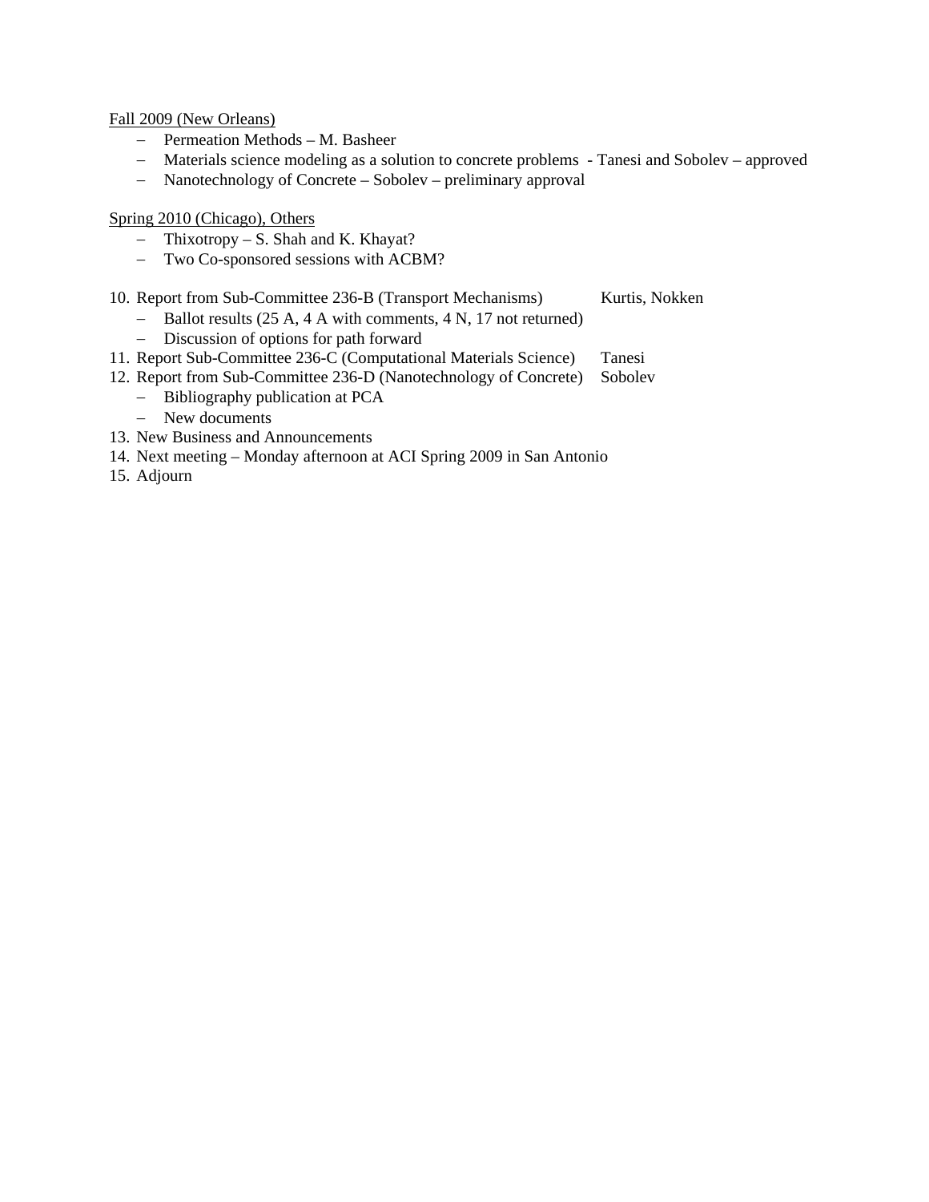Fall 2009 (New Orleans)

- Permeation Methods – M. Basheer
- Materials science modeling as a solution to concrete problems - Tanesi and Sobolev – approved
- Nanotechnology of Concrete – Sobolev – preliminary approval

Spring 2010 (Chicago), Others

- Thixotropy – S. Shah and K. Khayat?
- Two Co-sponsored sessions with ACBM?

10. Report from Sub-Committee 236-B (Transport Mechanisms) Kurtis, Nokken
    - Ballot results (25 A, 4 A with comments, 4 N, 17 not returned)
    - Discussion of options for path forward
11. Report Sub-Committee 236-C (Computational Materials Science) Tanesi
12. Report from Sub-Committee 236-D (Nanotechnology of Concrete) Sobolev
    - Bibliography publication at PCA
    - New documents
13. New Business and Announcements
14. Next meeting – Monday afternoon at ACI Spring 2009 in San Antonio
15. Adjourn